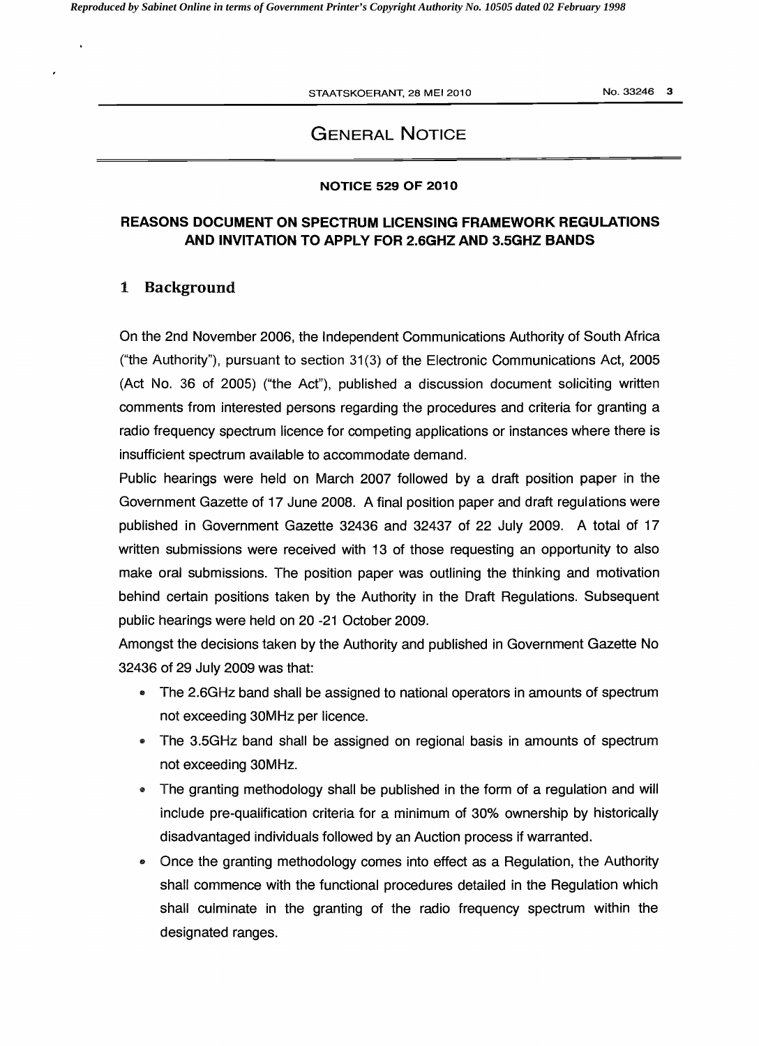# GENERAL NOTICE

**NOTICE 529 OF 2010**

## REASONS DOCUMENT ON SPECTRUM LICENSING FRAMEWORK REGULATIONS AND INVITATION TO APPLY FOR 2.6GHZ AND 3.5GHZ BANDS

### 1 Background

On the 2nd November 2006, the Independent Communications Authority of South Africa ("the Authority"), pursuant to section 31(3) of the Electronic Communications Act, 2005 (Act No. 36 of 2005) ("the Act"), published a discussion document soliciting written comments from interested persons regarding the procedures and criteria for granting a radio frequency spectrum licence for competing applications or instances where there is insufficient spectrum available to accommodate demand.

Public hearings were held on March 2007 followed by a draft position paper in the Government Gazette of 17 June 2008. A final position paper and draft regulations were published in Government Gazette 32436 and 32437 of 22 July 2009. A total of 17 written submissions were received with 13 of those requesting an opportunity to also make oral submissions. The position paper was outlining the thinking and motivation behind certain positions taken by the Authority in the Draft Regulations. Subsequent public hearings were held on 20 -21 October 2009.

Amongst the decisions taken by the Authority and published in Government Gazette No 32436 of 29 July 2009 was that:

- The 2.6GHz band shall be assigned to national operators in amounts of spectrum not exceeding 30MHz per licence.
- The 3.5GHz band shall be assigned on regional basis in amounts of spectrum not exceeding 30MHz.
- The granting methodology shall be published in the form of a regulation and will include pre-qualification criteria for a minimum of 30% ownership by historically disadvantaged individuals followed by an Auction process if warranted.
- Once the granting methodology comes into effect as a Regulation, the Authority shall commence with the functional procedures detailed in the Regulation which shall culminate in the granting of the radio frequency spectrum within the designated ranges.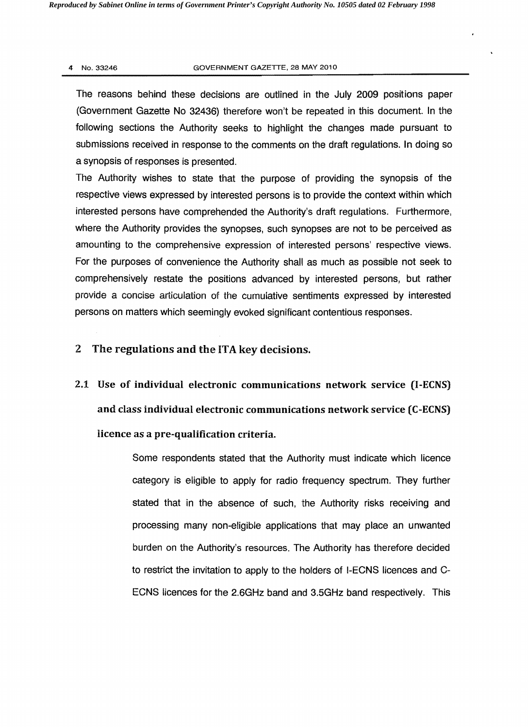The reasons behind these decisions are outlined in the July 2009 positions paper (Government Gazette No 32436) therefore won't be repeated in this document. In the following sections the Authority seeks to highlight the changes made pursuant to submissions received in response to the comments on the draft regulations. In doing so a synopsis of responses is presented.

The Authority wishes to state that the purpose of providing the synopsis of the respective views expressed by interested persons is to provide the context within which interested persons have comprehended the Authority's draft regulations. Furthermore, where the Authority provides the synopses, such synopses are not to be perceived as amounting to the comprehensive expression of interested persons' respective views. For the purposes of convenience the Authority shall as much as possible not seek to comprehensively restate the positions advanced by interested persons, but rather provide a concise articulation of the cumulative sentiments expressed by interested persons on matters which seemingly evoked significant contentious responses.

## 2 The regulations and the ITA key decisions.

### 2.1 Use of individual electronic communications network service (I-ECNS) and class individual electronic communications network service (C-ECNS) licence as a pre-qualification criteria.

Some respondents stated that the Authority must indicate which licence category is eligible to apply for radio frequency spectrum. They further stated that in the absence of such, the Authority risks receiving and processing many non-eligible applications that may place an unwanted burden on the Authority's resources. The Authority has therefore decided to restrict the invitation to apply to the holders of I-ECNS licences and C-ECNS licences for the 2.6GHz band and 3.5GHz band respectively. This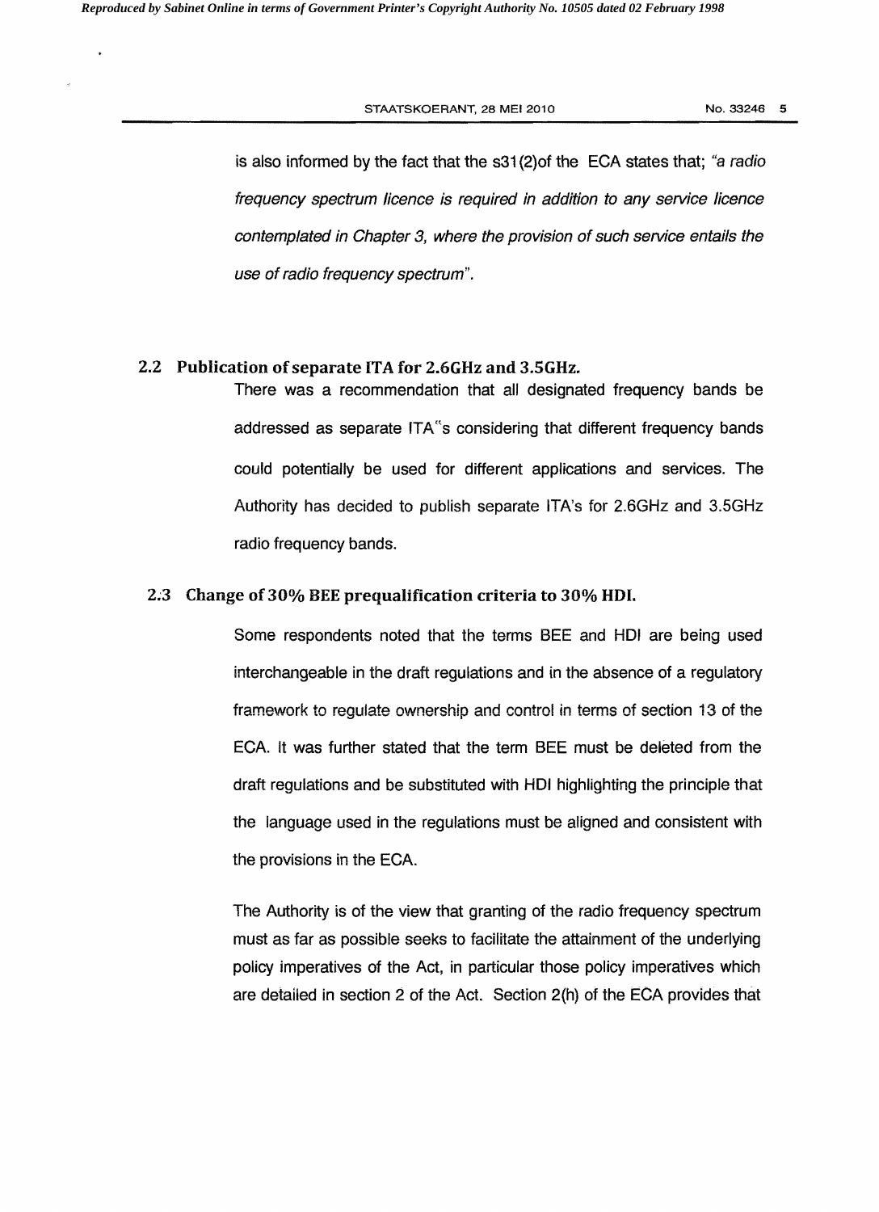is also informed by the fact that the s31(2)of the ECA states that; *"a radio frequency spectrum licence is required in addition to any service licence contemplated in Chapter 3, where the provision of such service entails the use of radio frequency spectrum"*.

## 2.2 Publication of separate ITA for 2.6GHz and 3.5GHz.

There was a recommendation that all designated frequency bands be addressed as separate ITA"s considering that different frequency bands could potentially be used for different applications and services. The Authority has decided to publish separate ITA's for 2.6GHz and 3.5GHz radio frequency bands.

## 2.3 Change of 30% BEE prequalification criteria to 30% HDI.

Some respondents noted that the terms BEE and HDI are being used interchangeable in the draft regulations and in the absence of a regulatory framework to regulate ownership and control in terms of section 13 of the ECA. It was further stated that the term BEE must be deleted from the draft regulations and be substituted with HDI highlighting the principle that the language used in the regulations must be aligned and consistent with the provisions in the ECA.

The Authority is of the view that granting of the radio frequency spectrum must as far as possible seeks to facilitate the attainment of the underlying policy imperatives of the Act, in particular those policy imperatives which are detailed in section 2 of the Act. Section 2(h) of the ECA provides that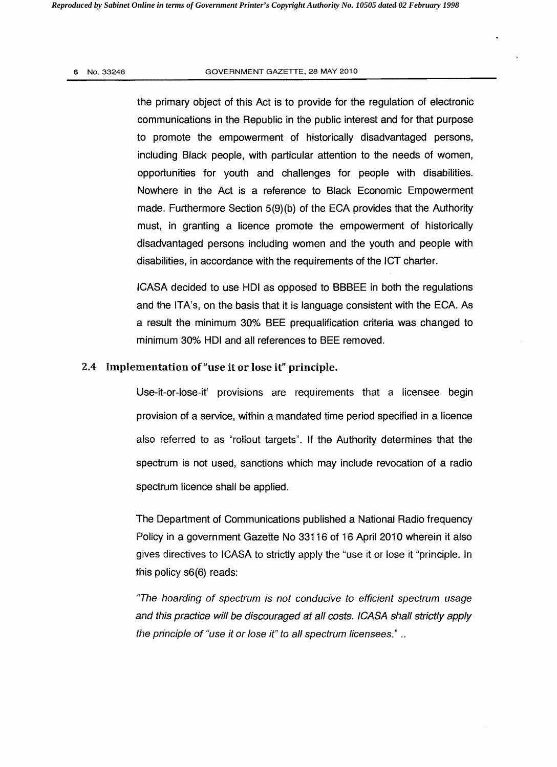the primary object of this Act is to provide for the regulation of electronic communications in the Republic in the public interest and for that purpose to promote the empowerment of historically disadvantaged persons, including Black people, with particular attention to the needs of women, opportunities for youth and challenges for people with disabilities. Nowhere in the Act is a reference to Black Economic Empowerment made. Furthermore Section 5(9)(b) of the ECA provides that the Authority must, in granting a licence promote the empowerment of historically disadvantaged persons including women and the youth and people with disabilities, in accordance with the requirements of the ICT charter.

ICASA decided to use HDI as opposed to BBBEE in both the regulations and the ITA's, on the basis that it is language consistent with the ECA. As a result the minimum 30% BEE prequalification criteria was changed to minimum 30% HDI and all references to BEE removed.

## 2.4 Implementation of "use it or lose it" principle.

Use-it-or-lose-it' provisions are requirements that a licensee begin provision of a service, within a mandated time period specified in a licence also referred to as "rollout targets". If the Authority determines that the spectrum is not used, sanctions which may include revocation of a radio spectrum licence shall be applied.

The Department of Communications published a National Radio frequency Policy in a government Gazette No 33116 of 16 April 2010 wherein it also gives directives to ICASA to strictly apply the "use it or lose it "principle. In this policy s6(6) reads:

*"The hoarding of spectrum is not conducive to efficient spectrum usage and this practice will be discouraged at all costs. ICASA shall strictly apply the principle of "use it or lose it" to all spectrum licensees."* ..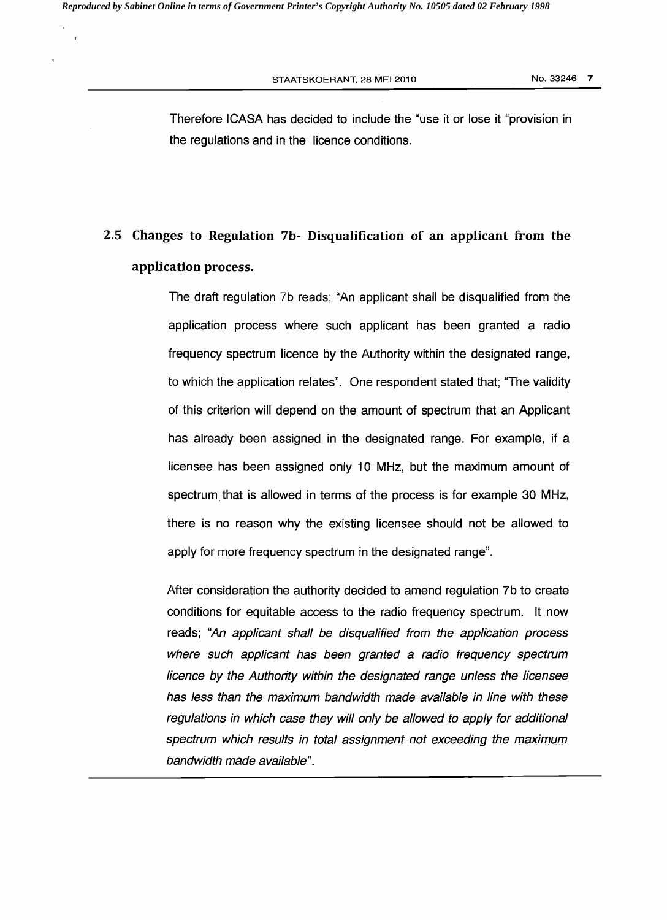Therefore ICASA has decided to include the "use it or lose it "provision in the regulations and in the licence conditions.

## 2.5 Changes to Regulation 7b- Disqualification of an applicant from the application process.

The draft regulation 7b reads; "An applicant shall be disqualified from the application process where such applicant has been granted a radio frequency spectrum licence by the Authority within the designated range, to which the application relates". One respondent stated that; "The validity of this criterion will depend on the amount of spectrum that an Applicant has already been assigned in the designated range. For example, if a licensee has been assigned only 10 MHz, but the maximum amount of spectrum that is allowed in terms of the process is for example 30 MHz, there is no reason why the existing licensee should not be allowed to apply for more frequency spectrum in the designated range".

After consideration the authority decided to amend regulation 7b to create conditions for equitable access to the radio frequency spectrum. It now reads; *"An applicant shall be disqualified from the application process where such applicant has been granted a radio frequency spectrum licence by the Authority within the designated range unless the licensee has less than the maximum bandwidth made available in line with these regulations in which case they will only be allowed to apply for additional spectrum which results in total assignment not exceeding the maximum bandwidth made available"*.